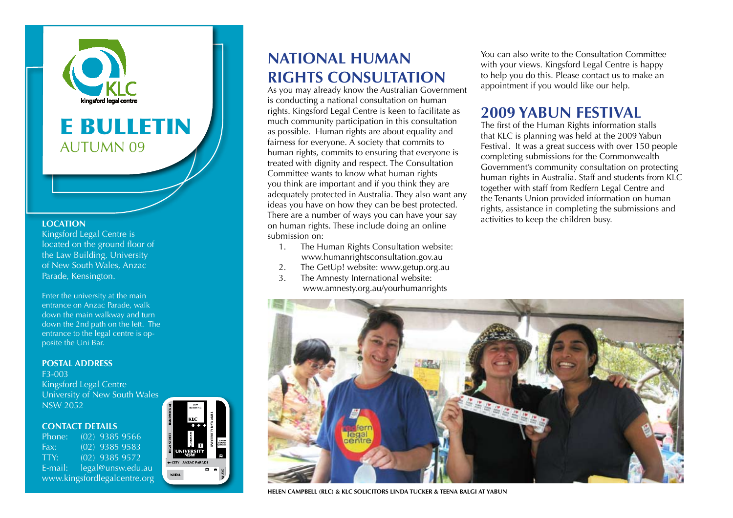kingsford legal centre

# E BULLETIN

AUTUMN 09

**LOCATION**

Kingsford Legal Centre is located on the ground floor of the Law Building, University of New South Wales, Anzac Parade, Kensington.

Enter the university at the main entrance on Anzac Parade, walk down the main walkway and turn down the 2nd path on the left. The entrance to the legal centre is opposite the Uni Bar.

**POSTAL ADDRESS**

F3-003
Kingsford Legal Centre
University of New South Wales
NSW 2052

**CONTACT DETAILS**

Phone: (02) 9385 9566
Fax: (02) 9385 9583
TTY: (02) 9385 9572
E-mail: legal@unsw.edu.au
www.kingsfordlegalcentre.org

## NATIONAL HUMAN RIGHTS CONSULTATION

As you may already know the Australian Government is conducting a national consultation on human rights. Kingsford Legal Centre is keen to facilitate as much community participation in this consultation as possible. Human rights are about equality and fairness for everyone. A society that commits to human rights, commits to ensuring that everyone is treated with dignity and respect. The Consultation Committee wants to know what human rights you think are important and if you think they are adequately protected in Australia. They also want any ideas you have on how they can be best protected. There are a number of ways you can have your say on human rights. These include doing an online submission on:

1. The Human Rights Consultation website: www.humanrightsconsultation.gov.au
2. The GetUp! website: www.getup.org.au
3. The Amnesty International website: www.amnesty.org.au/yourhumanrights

You can also write to the Consultation Committee with your views. Kingsford Legal Centre is happy to help you do this. Please contact us to make an appointment if you would like our help.

## 2009 YABUN FESTIVAL

The first of the Human Rights information stalls that KLC is planning was held at the 2009 Yabun Festival. It was a great success with over 150 people completing submissions for the Commonwealth Government's community consultation on protecting human rights in Australia. Staff and students from KLC together with staff from Redfern Legal Centre and the Tenants Union provided information on human rights, assistance in completing the submissions and activities to keep the children busy.

HELEN CAMPBELL (RLC) & KLC SOLICITORS LINDA TUCKER & TEENA BALGI AT YABUN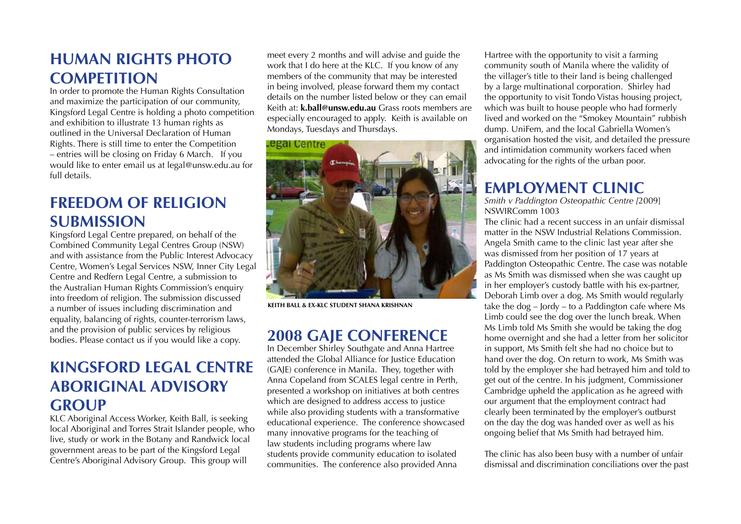## HUMAN RIGHTS PHOTO COMPETITION

In order to promote the Human Rights Consultation and maximize the participation of our community, Kingsford Legal Centre is holding a photo competition and exhibition to illustrate 13 human rights as outlined in the Universal Declaration of Human Rights. There is still time to enter the Competition – entries will be closing on Friday 6 March. If you would like to enter email us at legal@unsw.edu.au for full details.

## FREEDOM OF RELIGION SUBMISSION

Kingsford Legal Centre prepared, on behalf of the Combined Community Legal Centres Group (NSW) and with assistance from the Public Interest Advocacy Centre, Women's Legal Services NSW, Inner City Legal Centre and Redfern Legal Centre, a submission to the Australian Human Rights Commission's enquiry into freedom of religion. The submission discussed a number of issues including discrimination and equality, balancing of rights, counter-terrorism laws, and the provision of public services by religious bodies. Please contact us if you would like a copy.

## KINGSFORD LEGAL CENTRE ABORIGINAL ADVISORY GROUP

KLC Aboriginal Access Worker, Keith Ball, is seeking local Aboriginal and Torres Strait Islander people, who live, study or work in the Botany and Randwick local government areas to be part of the Kingsford Legal Centre's Aboriginal Advisory Group. This group will meet every 2 months and will advise and guide the work that I do here at the KLC. If you know of any members of the community that may be interested in being involved, please forward them my contact details on the number listed below or they can email Keith at: **k.ball@unsw.edu.au** Grass roots members are especially encouraged to apply. Keith is available on Mondays, Tuesdays and Thursdays.

KEITH BALL & EX-KLC STUDENT SHANA KRISHNAN

## 2008 GAJE CONFERENCE

In December Shirley Southgate and Anna Hartree attended the Global Alliance for Justice Education (GAJE) conference in Manila. They, together with Anna Copeland from SCALES legal centre in Perth, presented a workshop on initiatives at both centres which are designed to address access to justice while also providing students with a transformative educational experience. The conference showcased many innovative programs for the teaching of law students including programs where law students provide community education to isolated communities. The conference also provided Anna Hartree with the opportunity to visit a farming community south of Manila where the validity of the villager's title to their land is being challenged by a large multinational corporation. Shirley had the opportunity to visit Tondo Vistas housing project, which was built to house people who had formerly lived and worked on the "Smokey Mountain" rubbish dump. UniFem, and the local Gabriella Women's organisation hosted the visit, and detailed the pressure and intimidation community workers faced when advocating for the rights of the urban poor.

## EMPLOYMENT CLINIC

*Smith v Paddington Osteopathic Centre [*2009] NSWIRComm 1003

The clinic had a recent success in an unfair dismissal matter in the NSW Industrial Relations Commission. Angela Smith came to the clinic last year after she was dismissed from her position of 17 years at Paddington Osteopathic Centre. The case was notable as Ms Smith was dismissed when she was caught up in her employer's custody battle with his ex-partner, Deborah Limb over a dog. Ms Smith would regularly take the dog – Jordy – to a Paddington cafe where Ms Limb could see the dog over the lunch break. When Ms Limb told Ms Smith she would be taking the dog home overnight and she had a letter from her solicitor in support, Ms Smith felt she had no choice but to hand over the dog. On return to work, Ms Smith was told by the employer she had betrayed him and told to get out of the centre. In his judgment, Commissioner Cambridge upheld the application as he agreed with our argument that the employment contract had clearly been terminated by the employer's outburst on the day the dog was handed over as well as his ongoing belief that Ms Smith had betrayed him.

The clinic has also been busy with a number of unfair dismissal and discrimination conciliations over the past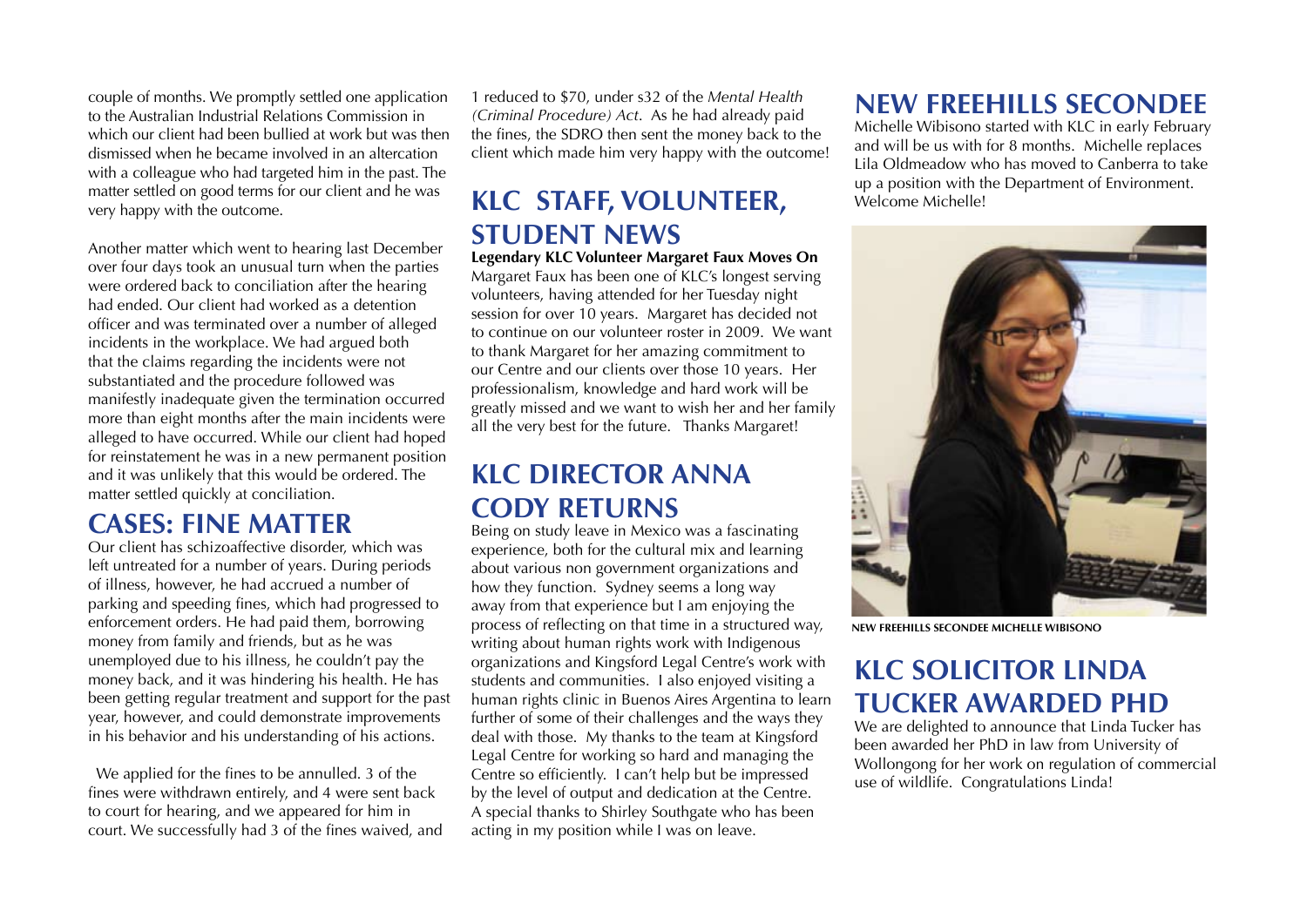couple of months. We promptly settled one application to the Australian Industrial Relations Commission in which our client had been bullied at work but was then dismissed when he became involved in an altercation with a colleague who had targeted him in the past. The matter settled on good terms for our client and he was very happy with the outcome.

Another matter which went to hearing last December over four days took an unusual turn when the parties were ordered back to conciliation after the hearing had ended. Our client had worked as a detention officer and was terminated over a number of alleged incidents in the workplace. We had argued both that the claims regarding the incidents were not substantiated and the procedure followed was manifestly inadequate given the termination occurred more than eight months after the main incidents were alleged to have occurred. While our client had hoped for reinstatement he was in a new permanent position and it was unlikely that this would be ordered. The matter settled quickly at conciliation.

## CASES: FINE MATTER

Our client has schizoaffective disorder, which was left untreated for a number of years. During periods of illness, however, he had accrued a number of parking and speeding fines, which had progressed to enforcement orders. He had paid them, borrowing money from family and friends, but as he was unemployed due to his illness, he couldn't pay the money back, and it was hindering his health. He has been getting regular treatment and support for the past year, however, and could demonstrate improvements in his behavior and his understanding of his actions.

We applied for the fines to be annulled. 3 of the fines were withdrawn entirely, and 4 were sent back to court for hearing, and we appeared for him in court. We successfully had 3 of the fines waived, and 1 reduced to $70, under s32 of the *Mental Health (Criminal Procedure) Act*. As he had already paid the fines, the SDRO then sent the money back to the client which made him very happy with the outcome!

## KLC STAFF, VOLUNTEER, STUDENT NEWS

**Legendary KLC Volunteer Margaret Faux Moves On**

Margaret Faux has been one of KLC's longest serving volunteers, having attended for her Tuesday night session for over 10 years. Margaret has decided not to continue on our volunteer roster in 2009. We want to thank Margaret for her amazing commitment to our Centre and our clients over those 10 years. Her professionalism, knowledge and hard work will be greatly missed and we want to wish her and her family all the very best for the future. Thanks Margaret!

## KLC DIRECTOR ANNA CODY RETURNS

Being on study leave in Mexico was a fascinating experience, both for the cultural mix and learning about various non government organizations and how they function. Sydney seems a long way away from that experience but I am enjoying the process of reflecting on that time in a structured way, writing about human rights work with Indigenous organizations and Kingsford Legal Centre's work with students and communities. I also enjoyed visiting a human rights clinic in Buenos Aires Argentina to learn further of some of their challenges and the ways they deal with those. My thanks to the team at Kingsford Legal Centre for working so hard and managing the Centre so efficiently. I can't help but be impressed by the level of output and dedication at the Centre. A special thanks to Shirley Southgate who has been acting in my position while I was on leave.

## NEW FREEHILLS SECONDEE

Michelle Wibisono started with KLC in early February and will be us with for 8 months. Michelle replaces Lila Oldmeadow who has moved to Canberra to take up a position with the Department of Environment. Welcome Michelle!

NEW FREEHILLS SECONDEE MICHELLE WIBISONO

## KLC SOLICITOR LINDA TUCKER AWARDED PHD

We are delighted to announce that Linda Tucker has been awarded her PhD in law from University of Wollongong for her work on regulation of commercial use of wildlife. Congratulations Linda!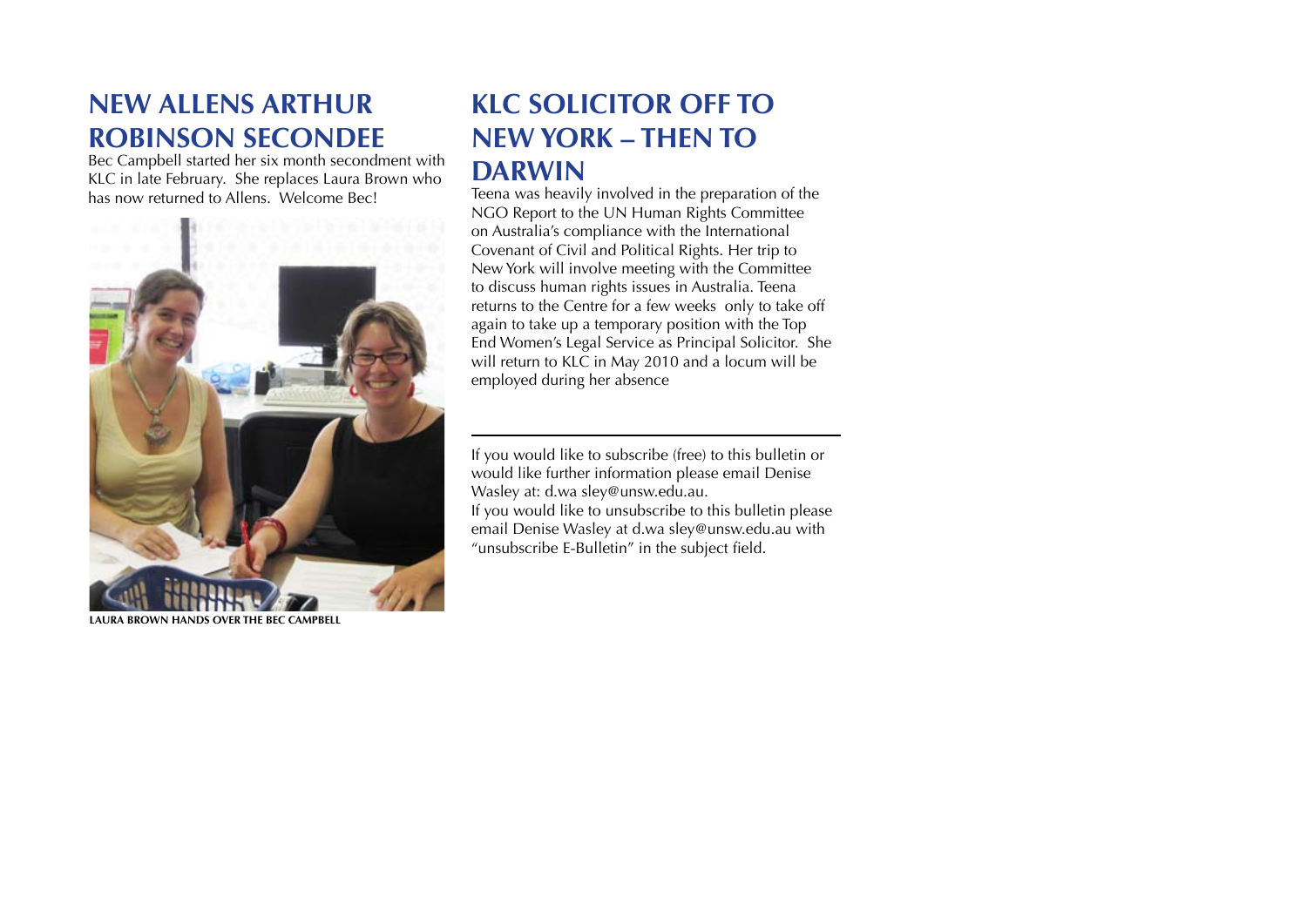## NEW ALLENS ARTHUR ROBINSON SECONDEE

Bec Campbell started her six month secondment with KLC in late February. She replaces Laura Brown who has now returned to Allens. Welcome Bec!

**LAURA BROWN HANDS OVER THE BEC CAMPBELL**

## KLC SOLICITOR OFF TO NEW YORK – THEN TO DARWIN

Teena was heavily involved in the preparation of the NGO Report to the UN Human Rights Committee on Australia's compliance with the International Covenant of Civil and Political Rights. Her trip to New York will involve meeting with the Committee to discuss human rights issues in Australia. Teena returns to the Centre for a few weeks only to take off again to take up a temporary position with the Top End Women's Legal Service as Principal Solicitor. She will return to KLC in May 2010 and a locum will be employed during her absence

---

If you would like to subscribe (free) to this bulletin or would like further information please email Denise Wasley at: d.wa sley@unsw.edu.au.

If you would like to unsubscribe to this bulletin please email Denise Wasley at d.wa sley@unsw.edu.au with "unsubscribe E-Bulletin" in the subject field.